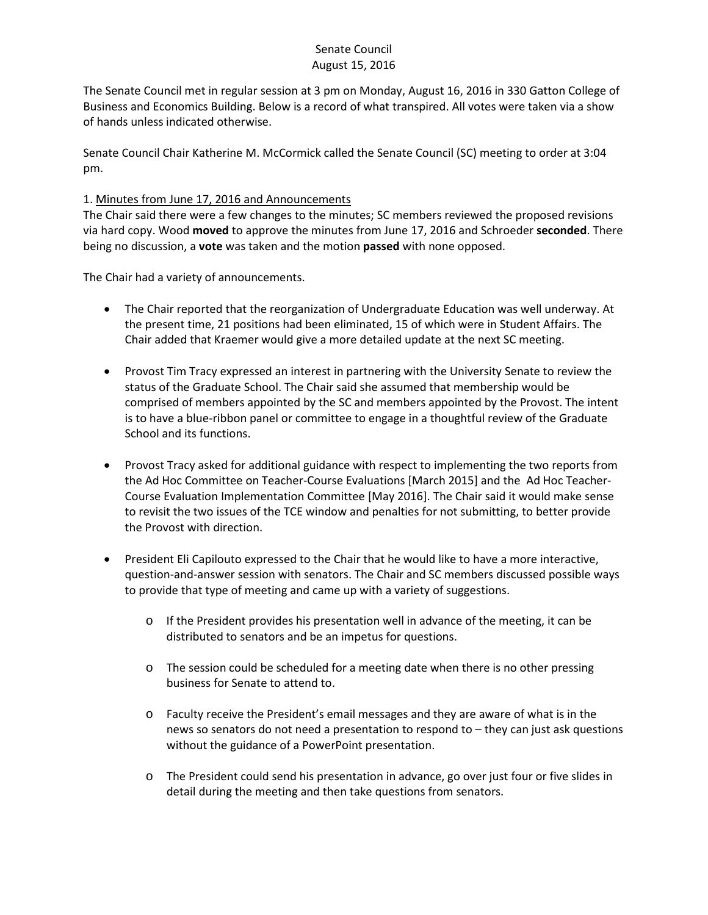# Senate Council
## August 15, 2016

The Senate Council met in regular session at 3 pm on Monday, August 16, 2016 in 330 Gatton College of Business and Economics Building. Below is a record of what transpired. All votes were taken via a show of hands unless indicated otherwise.

Senate Council Chair Katherine M. McCormick called the Senate Council (SC) meeting to order at 3:04 pm.

1. Minutes from June 17, 2016 and Announcements

The Chair said there were a few changes to the minutes; SC members reviewed the proposed revisions via hard copy. Wood **moved** to approve the minutes from June 17, 2016 and Schroeder **seconded**. There being no discussion, a **vote** was taken and the motion **passed** with none opposed.

The Chair had a variety of announcements.

- The Chair reported that the reorganization of Undergraduate Education was well underway. At the present time, 21 positions had been eliminated, 15 of which were in Student Affairs. The Chair added that Kraemer would give a more detailed update at the next SC meeting.

- Provost Tim Tracy expressed an interest in partnering with the University Senate to review the status of the Graduate School. The Chair said she assumed that membership would be comprised of members appointed by the SC and members appointed by the Provost. The intent is to have a blue-ribbon panel or committee to engage in a thoughtful review of the Graduate School and its functions.

- Provost Tracy asked for additional guidance with respect to implementing the two reports from the Ad Hoc Committee on Teacher-Course Evaluations [March 2015] and the Ad Hoc Teacher-Course Evaluation Implementation Committee [May 2016]. The Chair said it would make sense to revisit the two issues of the TCE window and penalties for not submitting, to better provide the Provost with direction.

- President Eli Capilouto expressed to the Chair that he would like to have a more interactive, question-and-answer session with senators. The Chair and SC members discussed possible ways to provide that type of meeting and came up with a variety of suggestions.
  - If the President provides his presentation well in advance of the meeting, it can be distributed to senators and be an impetus for questions.
  - The session could be scheduled for a meeting date when there is no other pressing business for Senate to attend to.
  - Faculty receive the President's email messages and they are aware of what is in the news so senators do not need a presentation to respond to – they can just ask questions without the guidance of a PowerPoint presentation.
  - The President could send his presentation in advance, go over just four or five slides in detail during the meeting and then take questions from senators.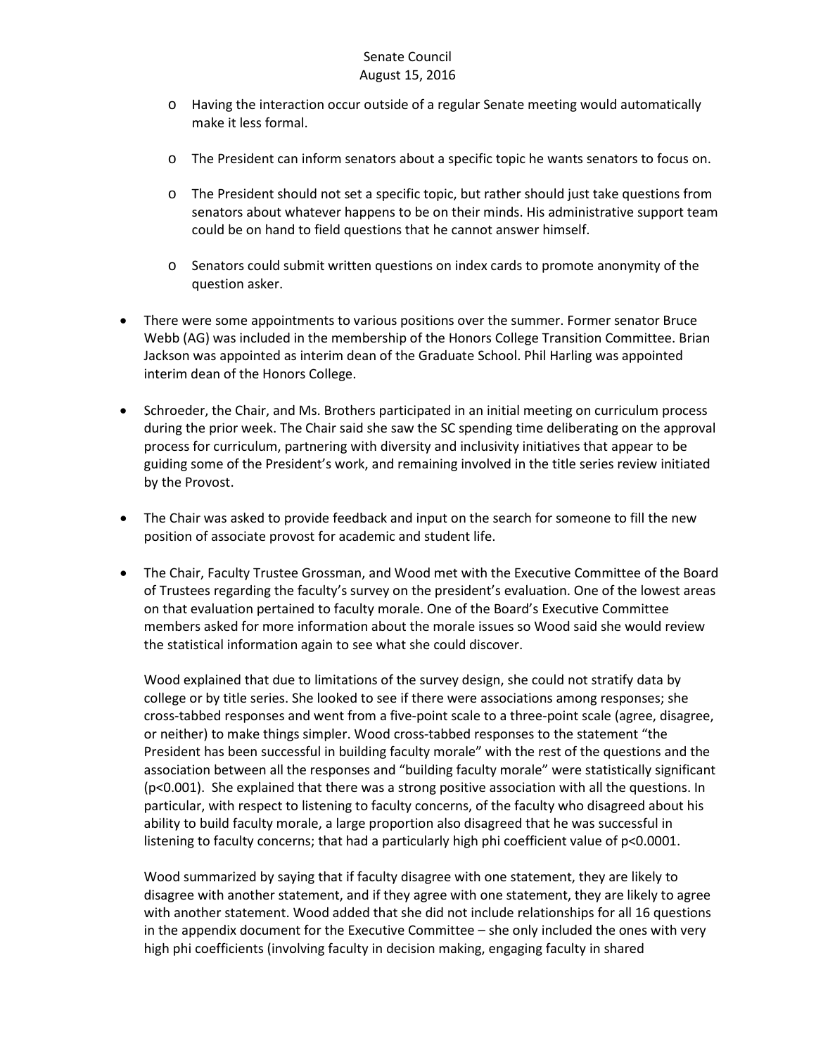- Having the interaction occur outside of a regular Senate meeting would automatically make it less formal.
  - The President can inform senators about a specific topic he wants senators to focus on.
  - The President should not set a specific topic, but rather should just take questions from senators about whatever happens to be on their minds. His administrative support team could be on hand to field questions that he cannot answer himself.
  - Senators could submit written questions on index cards to promote anonymity of the question asker.

- There were some appointments to various positions over the summer. Former senator Bruce Webb (AG) was included in the membership of the Honors College Transition Committee. Brian Jackson was appointed as interim dean of the Graduate School. Phil Harling was appointed interim dean of the Honors College.

- Schroeder, the Chair, and Ms. Brothers participated in an initial meeting on curriculum process during the prior week. The Chair said she saw the SC spending time deliberating on the approval process for curriculum, partnering with diversity and inclusivity initiatives that appear to be guiding some of the President's work, and remaining involved in the title series review initiated by the Provost.

- The Chair was asked to provide feedback and input on the search for someone to fill the new position of associate provost for academic and student life.

- The Chair, Faculty Trustee Grossman, and Wood met with the Executive Committee of the Board of Trustees regarding the faculty's survey on the president's evaluation. One of the lowest areas on that evaluation pertained to faculty morale. One of the Board's Executive Committee members asked for more information about the morale issues so Wood said she would review the statistical information again to see what she could discover.

  Wood explained that due to limitations of the survey design, she could not stratify data by college or by title series. She looked to see if there were associations among responses; she cross-tabbed responses and went from a five-point scale to a three-point scale (agree, disagree, or neither) to make things simpler. Wood cross-tabbed responses to the statement "the President has been successful in building faculty morale" with the rest of the questions and the association between all the responses and "building faculty morale" were statistically significant ($p<0.001$). She explained that there was a strong positive association with all the questions. In particular, with respect to listening to faculty concerns, of the faculty who disagreed about his ability to build faculty morale, a large proportion also disagreed that he was successful in listening to faculty concerns; that had a particularly high phi coefficient value of $p<0.0001$.

  Wood summarized by saying that if faculty disagree with one statement, they are likely to disagree with another statement, and if they agree with one statement, they are likely to agree with another statement. Wood added that she did not include relationships for all 16 questions in the appendix document for the Executive Committee – she only included the ones with very high phi coefficients (involving faculty in decision making, engaging faculty in shared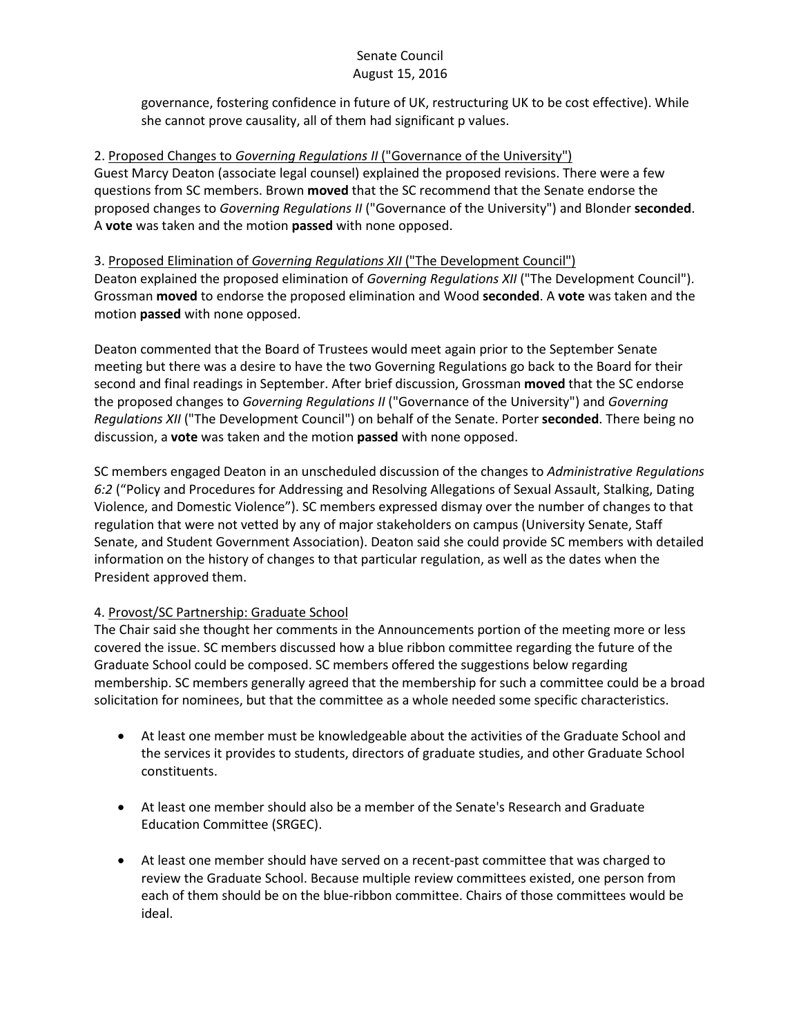governance, fostering confidence in future of UK, restructuring UK to be cost effective). While she cannot prove causality, all of them had significant p values.

2. Proposed Changes to *Governing Regulations II* ("Governance of the University")
Guest Marcy Deaton (associate legal counsel) explained the proposed revisions. There were a few questions from SC members. Brown **moved** that the SC recommend that the Senate endorse the proposed changes to *Governing Regulations II* ("Governance of the University") and Blonder **seconded**. A **vote** was taken and the motion **passed** with none opposed.

3. Proposed Elimination of *Governing Regulations XII* ("The Development Council")
Deaton explained the proposed elimination of *Governing Regulations XII* ("The Development Council"). Grossman **moved** to endorse the proposed elimination and Wood **seconded**. A **vote** was taken and the motion **passed** with none opposed.

Deaton commented that the Board of Trustees would meet again prior to the September Senate meeting but there was a desire to have the two Governing Regulations go back to the Board for their second and final readings in September. After brief discussion, Grossman **moved** that the SC endorse the proposed changes to *Governing Regulations II* ("Governance of the University") and *Governing Regulations XII* ("The Development Council") on behalf of the Senate. Porter **seconded**. There being no discussion, a **vote** was taken and the motion **passed** with none opposed.

SC members engaged Deaton in an unscheduled discussion of the changes to *Administrative Regulations 6:2* ("Policy and Procedures for Addressing and Resolving Allegations of Sexual Assault, Stalking, Dating Violence, and Domestic Violence"). SC members expressed dismay over the number of changes to that regulation that were not vetted by any of major stakeholders on campus (University Senate, Staff Senate, and Student Government Association). Deaton said she could provide SC members with detailed information on the history of changes to that particular regulation, as well as the dates when the President approved them.

4. Provost/SC Partnership: Graduate School
The Chair said she thought her comments in the Announcements portion of the meeting more or less covered the issue. SC members discussed how a blue ribbon committee regarding the future of the Graduate School could be composed. SC members offered the suggestions below regarding membership. SC members generally agreed that the membership for such a committee could be a broad solicitation for nominees, but that the committee as a whole needed some specific characteristics.

- At least one member must be knowledgeable about the activities of the Graduate School and the services it provides to students, directors of graduate studies, and other Graduate School constituents.

- At least one member should also be a member of the Senate's Research and Graduate Education Committee (SRGEC).

- At least one member should have served on a recent-past committee that was charged to review the Graduate School. Because multiple review committees existed, one person from each of them should be on the blue-ribbon committee. Chairs of those committees would be ideal.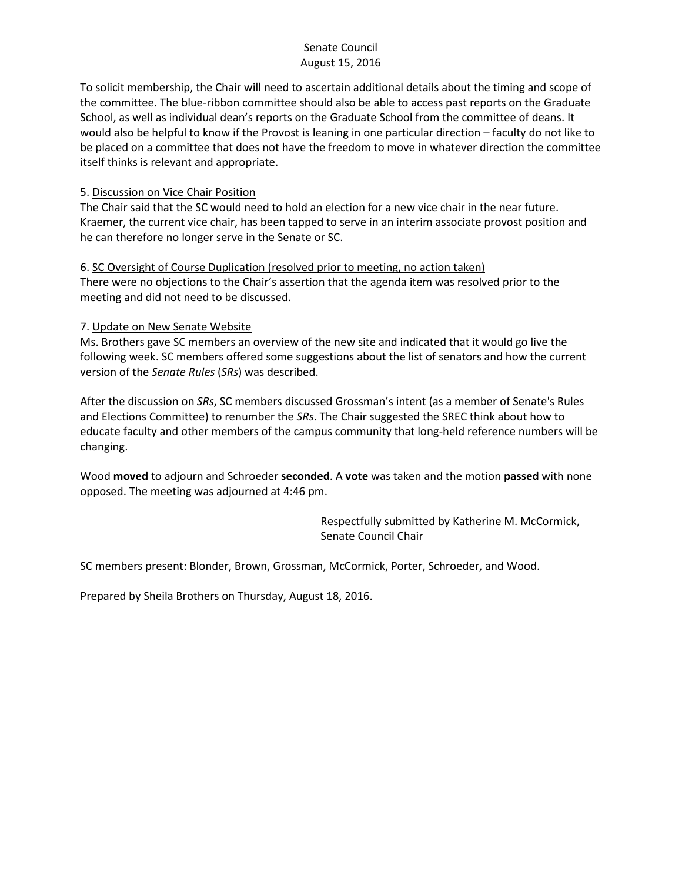To solicit membership, the Chair will need to ascertain additional details about the timing and scope of the committee. The blue-ribbon committee should also be able to access past reports on the Graduate School, as well as individual dean's reports on the Graduate School from the committee of deans. It would also be helpful to know if the Provost is leaning in one particular direction – faculty do not like to be placed on a committee that does not have the freedom to move in whatever direction the committee itself thinks is relevant and appropriate.

5. Discussion on Vice Chair Position

The Chair said that the SC would need to hold an election for a new vice chair in the near future. Kraemer, the current vice chair, has been tapped to serve in an interim associate provost position and he can therefore no longer serve in the Senate or SC.

6. SC Oversight of Course Duplication (resolved prior to meeting, no action taken)

There were no objections to the Chair's assertion that the agenda item was resolved prior to the meeting and did not need to be discussed.

7. Update on New Senate Website

Ms. Brothers gave SC members an overview of the new site and indicated that it would go live the following week. SC members offered some suggestions about the list of senators and how the current version of the *Senate Rules* (*SRs*) was described.

After the discussion on *SRs*, SC members discussed Grossman's intent (as a member of Senate's Rules and Elections Committee) to renumber the *SRs*. The Chair suggested the SREC think about how to educate faculty and other members of the campus community that long-held reference numbers will be changing.

Wood **moved** to adjourn and Schroeder **seconded**. A **vote** was taken and the motion **passed** with none opposed. The meeting was adjourned at 4:46 pm.

Respectfully submitted by Katherine M. McCormick,
Senate Council Chair

SC members present: Blonder, Brown, Grossman, McCormick, Porter, Schroeder, and Wood.

Prepared by Sheila Brothers on Thursday, August 18, 2016.